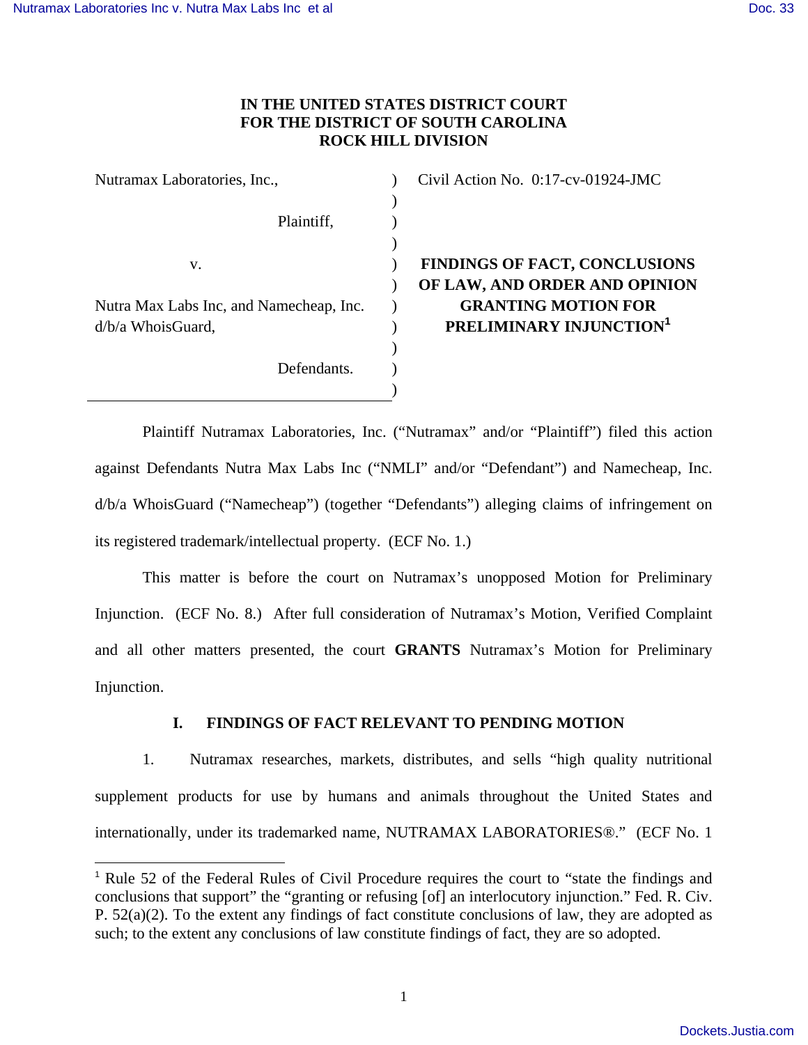**IN THE UNITED STATES DISTRICT COURT**
**FOR THE DISTRICT OF SOUTH CAROLINA**
**ROCK HILL DIVISION**

| | | |
|---|---|---|
| Nutramax Laboratories, Inc., | ) | Civil Action No. 0:17-cv-01924-JMC |
| Plaintiff, | ) | |
| v. | ) | **FINDINGS OF FACT, CONCLUSIONS OF LAW, AND ORDER AND OPINION GRANTING MOTION FOR PRELIMINARY INJUNCTION[1]** |
| Nutra Max Labs Inc, and Namecheap, Inc. d/b/a WhoisGuard, | ) | |
| Defendants. | ) | |

Plaintiff Nutramax Laboratories, Inc. ("Nutramax" and/or "Plaintiff") filed this action against Defendants Nutra Max Labs Inc ("NMLI" and/or "Defendant") and Namecheap, Inc. d/b/a WhoisGuard ("Namecheap") (together "Defendants") alleging claims of infringement on its registered trademark/intellectual property. (ECF No. 1.)

This matter is before the court on Nutramax's unopposed Motion for Preliminary Injunction. (ECF No. 8.) After full consideration of Nutramax's Motion, Verified Complaint and all other matters presented, the court **GRANTS** Nutramax's Motion for Preliminary Injunction.

## I. FINDINGS OF FACT RELEVANT TO PENDING MOTION

1. Nutramax researches, markets, distributes, and sells "high quality nutritional supplement products for use by humans and animals throughout the United States and internationally, under its trademarked name, NUTRAMAX LABORATORIES®." (ECF No. 1

[1] Rule 52 of the Federal Rules of Civil Procedure requires the court to "state the findings and conclusions that support" the "granting or refusing [of] an interlocutory injunction." Fed. R. Civ. P. 52(a)(2). To the extent any findings of fact constitute conclusions of law, they are adopted as such; to the extent any conclusions of law constitute findings of fact, they are so adopted.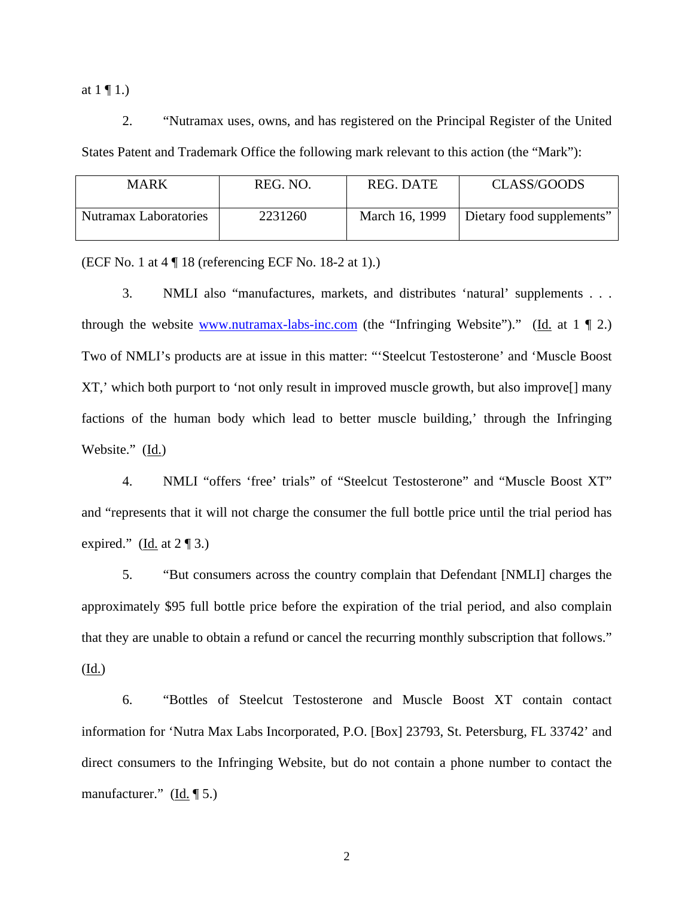at 1 ¶ 1.)

2. "Nutramax uses, owns, and has registered on the Principal Register of the United States Patent and Trademark Office the following mark relevant to this action (the "Mark"):

| MARK | REG. NO. | REG. DATE | CLASS/GOODS |
|---|---|---|---|
| Nutramax Laboratories | 2231260 | March 16, 1999 | Dietary food supplements" |

(ECF No. 1 at 4 ¶ 18 (referencing ECF No. 18-2 at 1).)

3. NMLI also "manufactures, markets, and distributes 'natural' supplements . . . through the website www.nutramax-labs-inc.com (the "Infringing Website")." (Id. at 1 ¶ 2.) Two of NMLI's products are at issue in this matter: "'Steelcut Testosterone' and 'Muscle Boost XT,' which both purport to 'not only result in improved muscle growth, but also improve[] many factions of the human body which lead to better muscle building,' through the Infringing Website." (Id.)

4. NMLI "offers 'free' trials" of "Steelcut Testosterone" and "Muscle Boost XT" and "represents that it will not charge the consumer the full bottle price until the trial period has expired." (Id. at 2 ¶ 3.)

5. "But consumers across the country complain that Defendant [NMLI] charges the approximately $95 full bottle price before the expiration of the trial period, and also complain that they are unable to obtain a refund or cancel the recurring monthly subscription that follows." (Id.)

6. "Bottles of Steelcut Testosterone and Muscle Boost XT contain contact information for 'Nutra Max Labs Incorporated, P.O. [Box] 23793, St. Petersburg, FL 33742' and direct consumers to the Infringing Website, but do not contain a phone number to contact the manufacturer." (Id. ¶ 5.)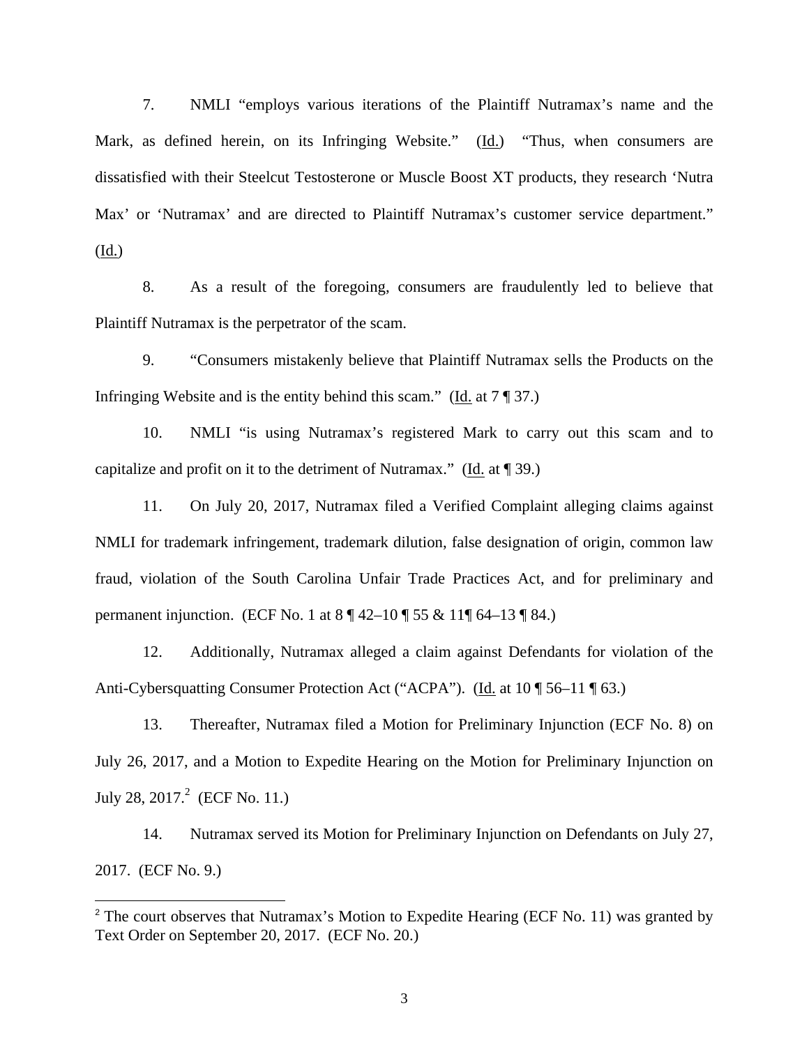7. NMLI "employs various iterations of the Plaintiff Nutramax's name and the Mark, as defined herein, on its Infringing Website." (Id.) "Thus, when consumers are dissatisfied with their Steelcut Testosterone or Muscle Boost XT products, they research 'Nutra Max' or 'Nutramax' and are directed to Plaintiff Nutramax's customer service department." (Id.)

8. As a result of the foregoing, consumers are fraudulently led to believe that Plaintiff Nutramax is the perpetrator of the scam.

9. "Consumers mistakenly believe that Plaintiff Nutramax sells the Products on the Infringing Website and is the entity behind this scam." (Id. at 7 ¶ 37.)

10. NMLI "is using Nutramax's registered Mark to carry out this scam and to capitalize and profit on it to the detriment of Nutramax." (Id. at ¶ 39.)

11. On July 20, 2017, Nutramax filed a Verified Complaint alleging claims against NMLI for trademark infringement, trademark dilution, false designation of origin, common law fraud, violation of the South Carolina Unfair Trade Practices Act, and for preliminary and permanent injunction. (ECF No. 1 at 8 ¶ 42–10 ¶ 55 & 11¶ 64–13 ¶ 84.)

12. Additionally, Nutramax alleged a claim against Defendants for violation of the Anti-Cybersquatting Consumer Protection Act ("ACPA"). (Id. at 10 ¶ 56–11 ¶ 63.)

13. Thereafter, Nutramax filed a Motion for Preliminary Injunction (ECF No. 8) on July 26, 2017, and a Motion to Expedite Hearing on the Motion for Preliminary Injunction on July 28, 2017.[2] (ECF No. 11.)

14. Nutramax served its Motion for Preliminary Injunction on Defendants on July 27, 2017. (ECF No. 9.)

[2] The court observes that Nutramax's Motion to Expedite Hearing (ECF No. 11) was granted by Text Order on September 20, 2017. (ECF No. 20.)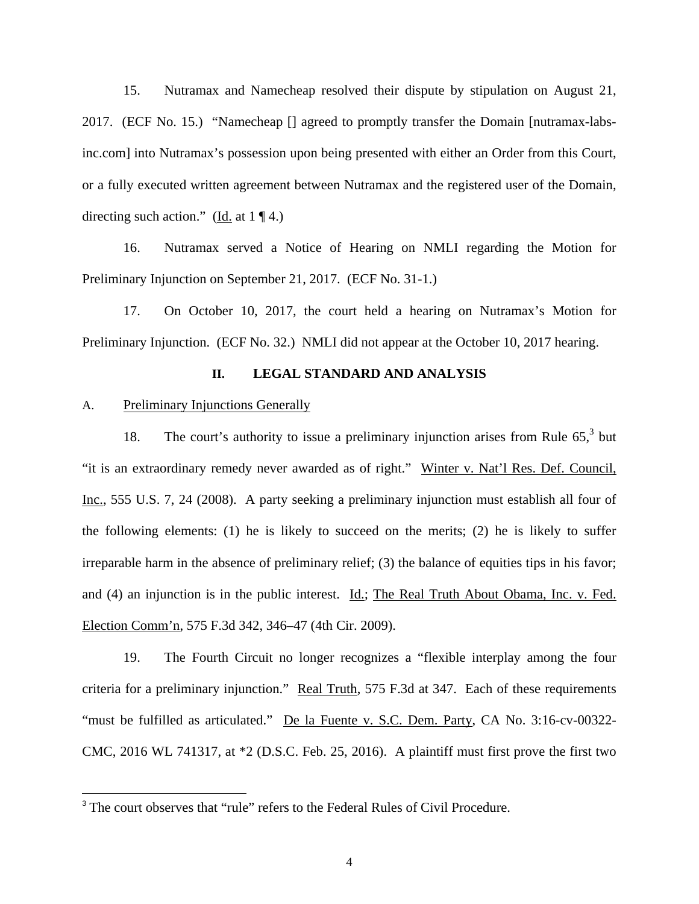15. Nutramax and Namecheap resolved their dispute by stipulation on August 21, 2017. (ECF No. 15.) "Namecheap [] agreed to promptly transfer the Domain [nutramax-labs-inc.com] into Nutramax's possession upon being presented with either an Order from this Court, or a fully executed written agreement between Nutramax and the registered user of the Domain, directing such action." (Id. at 1 ¶ 4.)

16. Nutramax served a Notice of Hearing on NMLI regarding the Motion for Preliminary Injunction on September 21, 2017. (ECF No. 31-1.)

17. On October 10, 2017, the court held a hearing on Nutramax's Motion for Preliminary Injunction. (ECF No. 32.) NMLI did not appear at the October 10, 2017 hearing.

## II. LEGAL STANDARD AND ANALYSIS

### A. Preliminary Injunctions Generally

18. The court's authority to issue a preliminary injunction arises from Rule 65,[3] but "it is an extraordinary remedy never awarded as of right." Winter v. Nat'l Res. Def. Council, Inc., 555 U.S. 7, 24 (2008). A party seeking a preliminary injunction must establish all four of the following elements: (1) he is likely to succeed on the merits; (2) he is likely to suffer irreparable harm in the absence of preliminary relief; (3) the balance of equities tips in his favor; and (4) an injunction is in the public interest. Id.; The Real Truth About Obama, Inc. v. Fed. Election Comm'n, 575 F.3d 342, 346–47 (4th Cir. 2009).

19. The Fourth Circuit no longer recognizes a "flexible interplay among the four criteria for a preliminary injunction." Real Truth, 575 F.3d at 347. Each of these requirements "must be fulfilled as articulated." De la Fuente v. S.C. Dem. Party, CA No. 3:16-cv-00322-CMC, 2016 WL 741317, at *2 (D.S.C. Feb. 25, 2016). A plaintiff must first prove the first two

[3] The court observes that "rule" refers to the Federal Rules of Civil Procedure.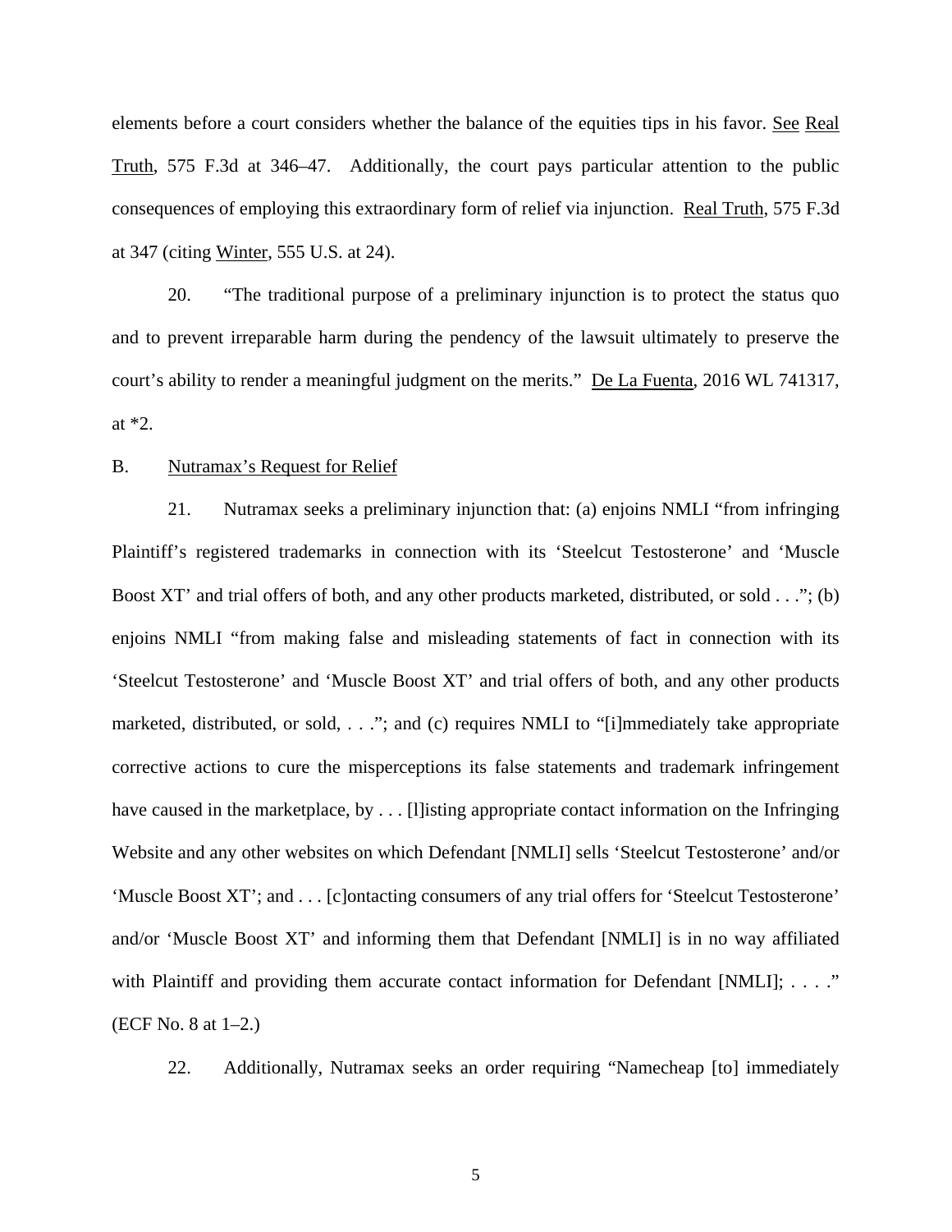elements before a court considers whether the balance of the equities tips in his favor. See Real Truth, 575 F.3d at 346–47. Additionally, the court pays particular attention to the public consequences of employing this extraordinary form of relief via injunction. Real Truth, 575 F.3d at 347 (citing Winter, 555 U.S. at 24).

20. "The traditional purpose of a preliminary injunction is to protect the status quo and to prevent irreparable harm during the pendency of the lawsuit ultimately to preserve the court's ability to render a meaningful judgment on the merits." De La Fuenta, 2016 WL 741317, at *2.

B. Nutramax's Request for Relief

21. Nutramax seeks a preliminary injunction that: (a) enjoins NMLI "from infringing Plaintiff's registered trademarks in connection with its 'Steelcut Testosterone' and 'Muscle Boost XT' and trial offers of both, and any other products marketed, distributed, or sold . . ."; (b) enjoins NMLI "from making false and misleading statements of fact in connection with its 'Steelcut Testosterone' and 'Muscle Boost XT' and trial offers of both, and any other products marketed, distributed, or sold, . . ."; and (c) requires NMLI to "[i]mmediately take appropriate corrective actions to cure the misperceptions its false statements and trademark infringement have caused in the marketplace, by . . . [l]isting appropriate contact information on the Infringing Website and any other websites on which Defendant [NMLI] sells 'Steelcut Testosterone' and/or 'Muscle Boost XT'; and . . . [c]ontacting consumers of any trial offers for 'Steelcut Testosterone' and/or 'Muscle Boost XT' and informing them that Defendant [NMLI] is in no way affiliated with Plaintiff and providing them accurate contact information for Defendant [NMLI]; . . . ." (ECF No. 8 at 1–2.)

22. Additionally, Nutramax seeks an order requiring "Namecheap [to] immediately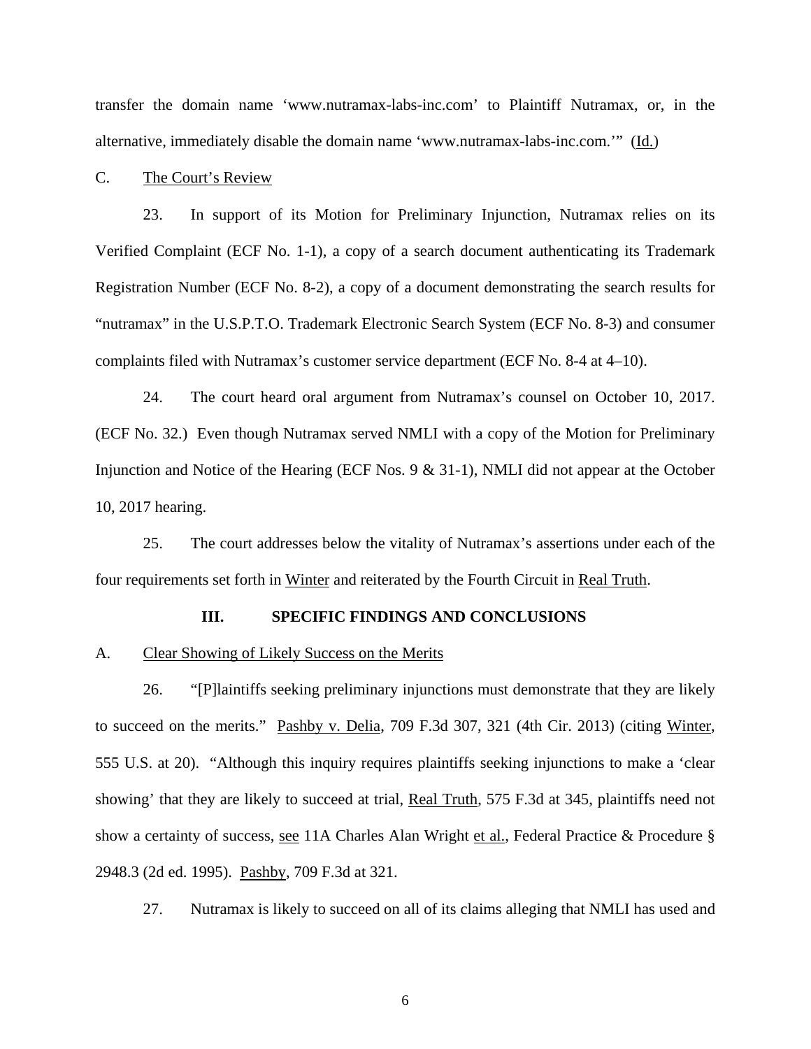transfer the domain name 'www.nutramax-labs-inc.com' to Plaintiff Nutramax, or, in the alternative, immediately disable the domain name 'www.nutramax-labs-inc.com.'" (Id.)

C. The Court's Review

23. In support of its Motion for Preliminary Injunction, Nutramax relies on its Verified Complaint (ECF No. 1-1), a copy of a search document authenticating its Trademark Registration Number (ECF No. 8-2), a copy of a document demonstrating the search results for "nutramax" in the U.S.P.T.O. Trademark Electronic Search System (ECF No. 8-3) and consumer complaints filed with Nutramax's customer service department (ECF No. 8-4 at 4–10).

24. The court heard oral argument from Nutramax's counsel on October 10, 2017. (ECF No. 32.) Even though Nutramax served NMLI with a copy of the Motion for Preliminary Injunction and Notice of the Hearing (ECF Nos. 9 & 31-1), NMLI did not appear at the October 10, 2017 hearing.

25. The court addresses below the vitality of Nutramax's assertions under each of the four requirements set forth in Winter and reiterated by the Fourth Circuit in Real Truth.

## III. SPECIFIC FINDINGS AND CONCLUSIONS

A. Clear Showing of Likely Success on the Merits

26. "[P]laintiffs seeking preliminary injunctions must demonstrate that they are likely to succeed on the merits." Pashby v. Delia, 709 F.3d 307, 321 (4th Cir. 2013) (citing Winter, 555 U.S. at 20). "Although this inquiry requires plaintiffs seeking injunctions to make a 'clear showing' that they are likely to succeed at trial, Real Truth, 575 F.3d at 345, plaintiffs need not show a certainty of success, see 11A Charles Alan Wright et al., Federal Practice & Procedure § 2948.3 (2d ed. 1995). Pashby, 709 F.3d at 321.

27. Nutramax is likely to succeed on all of its claims alleging that NMLI has used and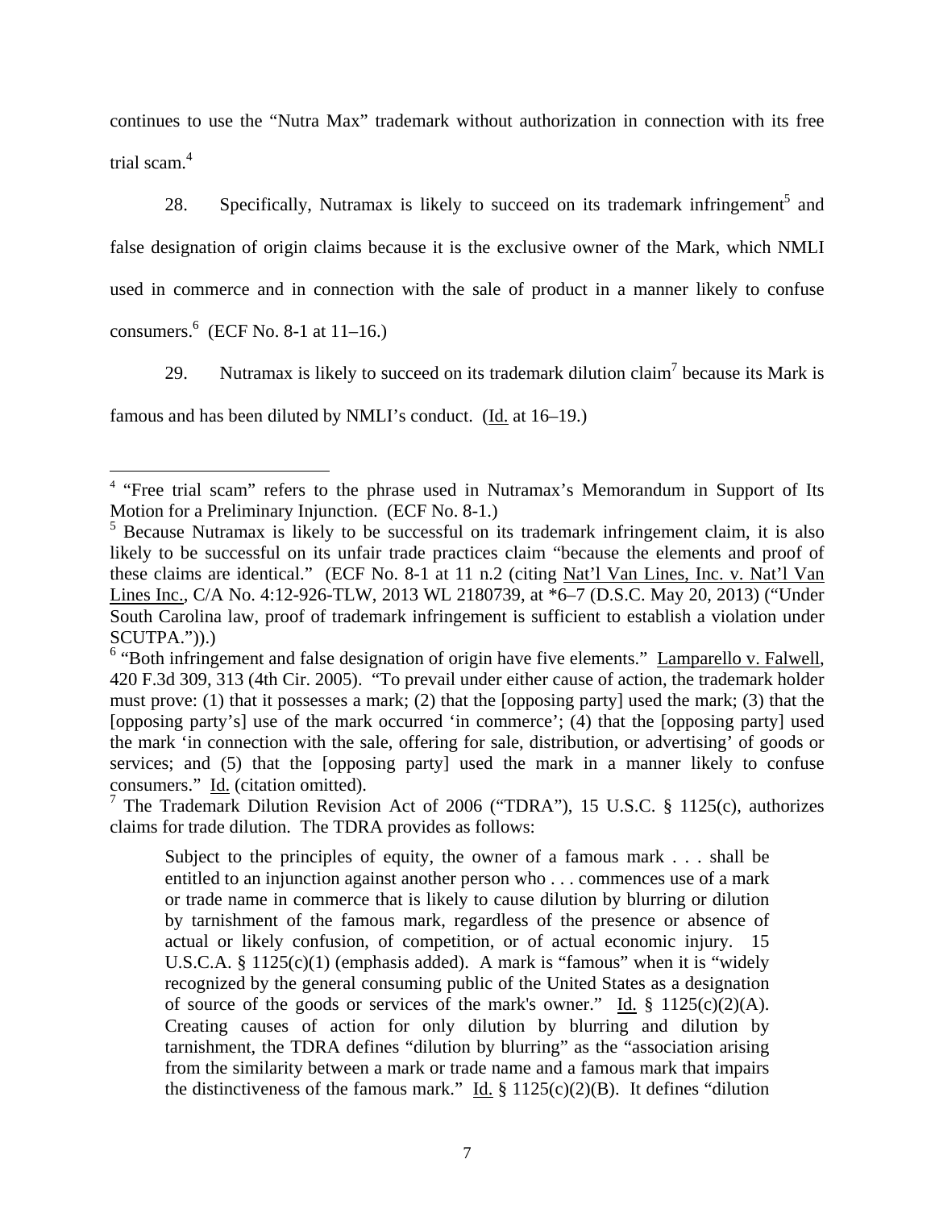continues to use the "Nutra Max" trademark without authorization in connection with its free trial scam.[4]

28. Specifically, Nutramax is likely to succeed on its trademark infringement[5] and false designation of origin claims because it is the exclusive owner of the Mark, which NMLI used in commerce and in connection with the sale of product in a manner likely to confuse consumers.[6] (ECF No. 8-1 at 11–16.)

29. Nutramax is likely to succeed on its trademark dilution claim[7] because its Mark is famous and has been diluted by NMLI's conduct. (Id. at 16–19.)

---

[4] "Free trial scam" refers to the phrase used in Nutramax's Memorandum in Support of Its Motion for a Preliminary Injunction. (ECF No. 8-1.)

[5] Because Nutramax is likely to be successful on its trademark infringement claim, it is also likely to be successful on its unfair trade practices claim "because the elements and proof of these claims are identical." (ECF No. 8-1 at 11 n.2 (citing Nat'l Van Lines, Inc. v. Nat'l Van Lines Inc., C/A No. 4:12-926-TLW, 2013 WL 2180739, at *6–7 (D.S.C. May 20, 2013) ("Under South Carolina law, proof of trademark infringement is sufficient to establish a violation under SCUTPA.")).)

[6] "Both infringement and false designation of origin have five elements." Lamparello v. Falwell, 420 F.3d 309, 313 (4th Cir. 2005). "To prevail under either cause of action, the trademark holder must prove: (1) that it possesses a mark; (2) that the [opposing party] used the mark; (3) that the [opposing party's] use of the mark occurred 'in commerce'; (4) that the [opposing party] used the mark 'in connection with the sale, offering for sale, distribution, or advertising' of goods or services; and (5) that the [opposing party] used the mark in a manner likely to confuse consumers." Id. (citation omitted).

[7] The Trademark Dilution Revision Act of 2006 ("TDRA"), 15 U.S.C. § 1125(c), authorizes claims for trade dilution. The TDRA provides as follows:

> Subject to the principles of equity, the owner of a famous mark . . . shall be entitled to an injunction against another person who . . . commences use of a mark or trade name in commerce that is likely to cause dilution by blurring or dilution by tarnishment of the famous mark, regardless of the presence or absence of actual or likely confusion, of competition, or of actual economic injury. 15 U.S.C.A. § 1125(c)(1) (emphasis added). A mark is "famous" when it is "widely recognized by the general consuming public of the United States as a designation of source of the goods or services of the mark's owner." Id. § 1125(c)(2)(A). Creating causes of action for only dilution by blurring and dilution by tarnishment, the TDRA defines "dilution by blurring" as the "association arising from the similarity between a mark or trade name and a famous mark that impairs the distinctiveness of the famous mark." Id. § 1125(c)(2)(B). It defines "dilution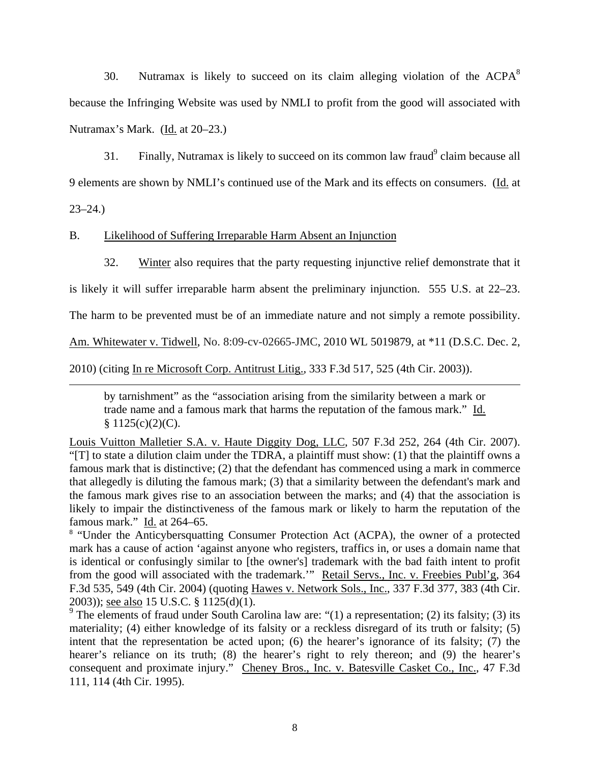30. Nutramax is likely to succeed on its claim alleging violation of the ACPA[8] because the Infringing Website was used by NMLI to profit from the good will associated with Nutramax's Mark. (Id. at 20–23.)

31. Finally, Nutramax is likely to succeed on its common law fraud[9] claim because all 9 elements are shown by NMLI's continued use of the Mark and its effects on consumers. (Id. at 23–24.)

B. Likelihood of Suffering Irreparable Harm Absent an Injunction

32. Winter also requires that the party requesting injunctive relief demonstrate that it is likely it will suffer irreparable harm absent the preliminary injunction. 555 U.S. at 22–23. The harm to be prevented must be of an immediate nature and not simply a remote possibility. Am. Whitewater v. Tidwell, No. 8:09-cv-02665-JMC, 2010 WL 5019879, at *11 (D.S.C. Dec. 2, 2010) (citing In re Microsoft Corp. Antitrust Litig., 333 F.3d 517, 525 (4th Cir. 2003)).

---

> by tarnishment" as the "association arising from the similarity between a mark or trade name and a famous mark that harms the reputation of the famous mark." Id. § 1125(c)(2)(C).

Louis Vuitton Malletier S.A. v. Haute Diggity Dog, LLC, 507 F.3d 252, 264 (4th Cir. 2007). "[T] to state a dilution claim under the TDRA, a plaintiff must show: (1) that the plaintiff owns a famous mark that is distinctive; (2) that the defendant has commenced using a mark in commerce that allegedly is diluting the famous mark; (3) that a similarity between the defendant's mark and the famous mark gives rise to an association between the marks; and (4) that the association is likely to impair the distinctiveness of the famous mark or likely to harm the reputation of the famous mark." Id. at 264–65.

[8] "Under the Anticybersquatting Consumer Protection Act (ACPA), the owner of a protected mark has a cause of action 'against anyone who registers, traffics in, or uses a domain name that is identical or confusingly similar to [the owner's] trademark with the bad faith intent to profit from the good will associated with the trademark.'" Retail Servs., Inc. v. Freebies Publ'g, 364 F.3d 535, 549 (4th Cir. 2004) (quoting Hawes v. Network Sols., Inc., 337 F.3d 377, 383 (4th Cir. 2003)); see also 15 U.S.C. § 1125(d)(1).

[9] The elements of fraud under South Carolina law are: "(1) a representation; (2) its falsity; (3) its materiality; (4) either knowledge of its falsity or a reckless disregard of its truth or falsity; (5) intent that the representation be acted upon; (6) the hearer's ignorance of its falsity; (7) the hearer's reliance on its truth; (8) the hearer's right to rely thereon; and (9) the hearer's consequent and proximate injury." Cheney Bros., Inc. v. Batesville Casket Co., Inc., 47 F.3d 111, 114 (4th Cir. 1995).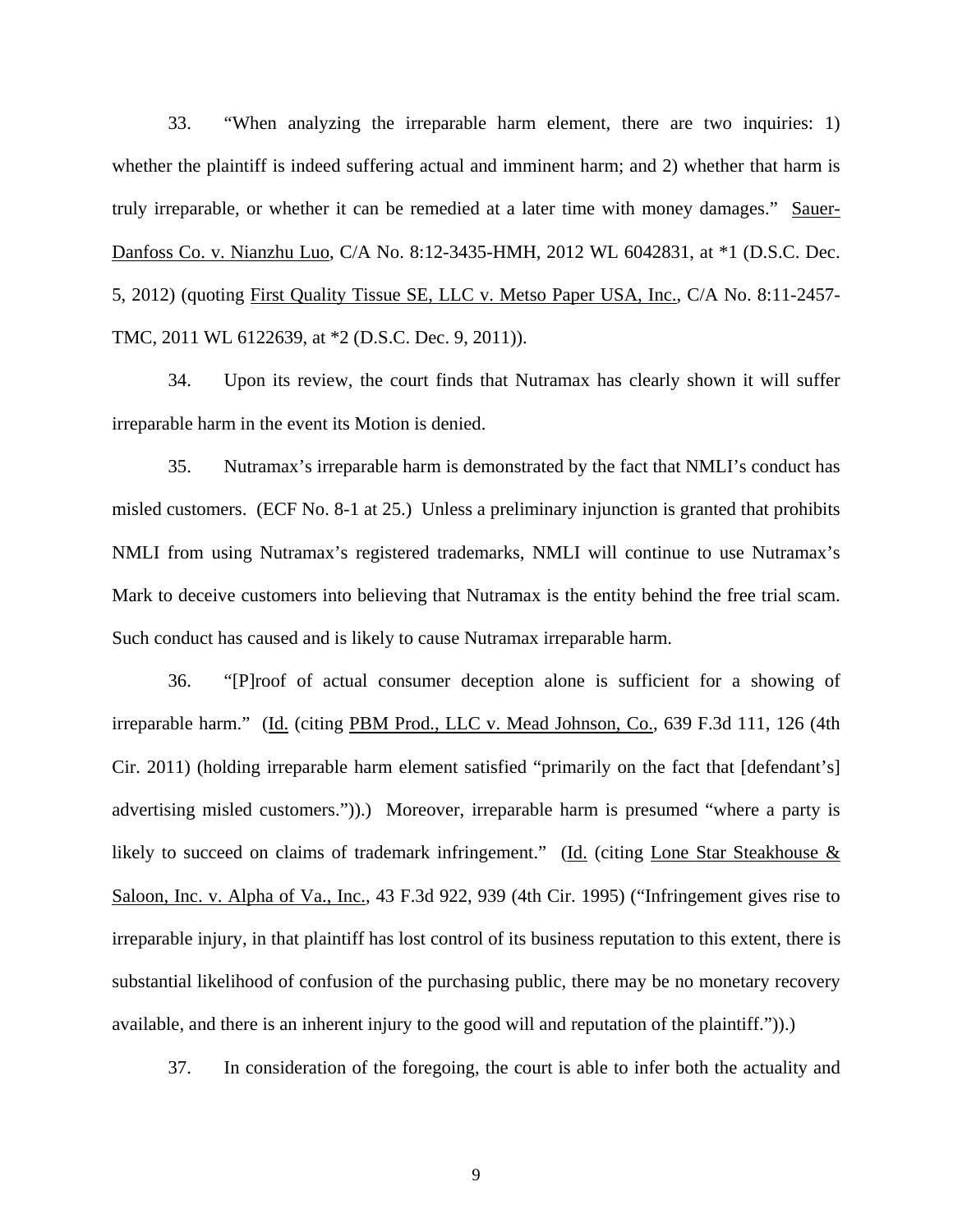33. "When analyzing the irreparable harm element, there are two inquiries: 1) whether the plaintiff is indeed suffering actual and imminent harm; and 2) whether that harm is truly irreparable, or whether it can be remedied at a later time with money damages." Sauer-Danfoss Co. v. Nianzhu Luo, C/A No. 8:12-3435-HMH, 2012 WL 6042831, at *1 (D.S.C. Dec. 5, 2012) (quoting First Quality Tissue SE, LLC v. Metso Paper USA, Inc., C/A No. 8:11-2457-TMC, 2011 WL 6122639, at *2 (D.S.C. Dec. 9, 2011)).

34. Upon its review, the court finds that Nutramax has clearly shown it will suffer irreparable harm in the event its Motion is denied.

35. Nutramax's irreparable harm is demonstrated by the fact that NMLI's conduct has misled customers. (ECF No. 8-1 at 25.) Unless a preliminary injunction is granted that prohibits NMLI from using Nutramax's registered trademarks, NMLI will continue to use Nutramax's Mark to deceive customers into believing that Nutramax is the entity behind the free trial scam. Such conduct has caused and is likely to cause Nutramax irreparable harm.

36. "[P]roof of actual consumer deception alone is sufficient for a showing of irreparable harm." (Id. (citing PBM Prod., LLC v. Mead Johnson, Co., 639 F.3d 111, 126 (4th Cir. 2011) (holding irreparable harm element satisfied "primarily on the fact that [defendant's] advertising misled customers.")).) Moreover, irreparable harm is presumed "where a party is likely to succeed on claims of trademark infringement." (Id. (citing Lone Star Steakhouse & Saloon, Inc. v. Alpha of Va., Inc., 43 F.3d 922, 939 (4th Cir. 1995) ("Infringement gives rise to irreparable injury, in that plaintiff has lost control of its business reputation to this extent, there is substantial likelihood of confusion of the purchasing public, there may be no monetary recovery available, and there is an inherent injury to the good will and reputation of the plaintiff.")).)

37. In consideration of the foregoing, the court is able to infer both the actuality and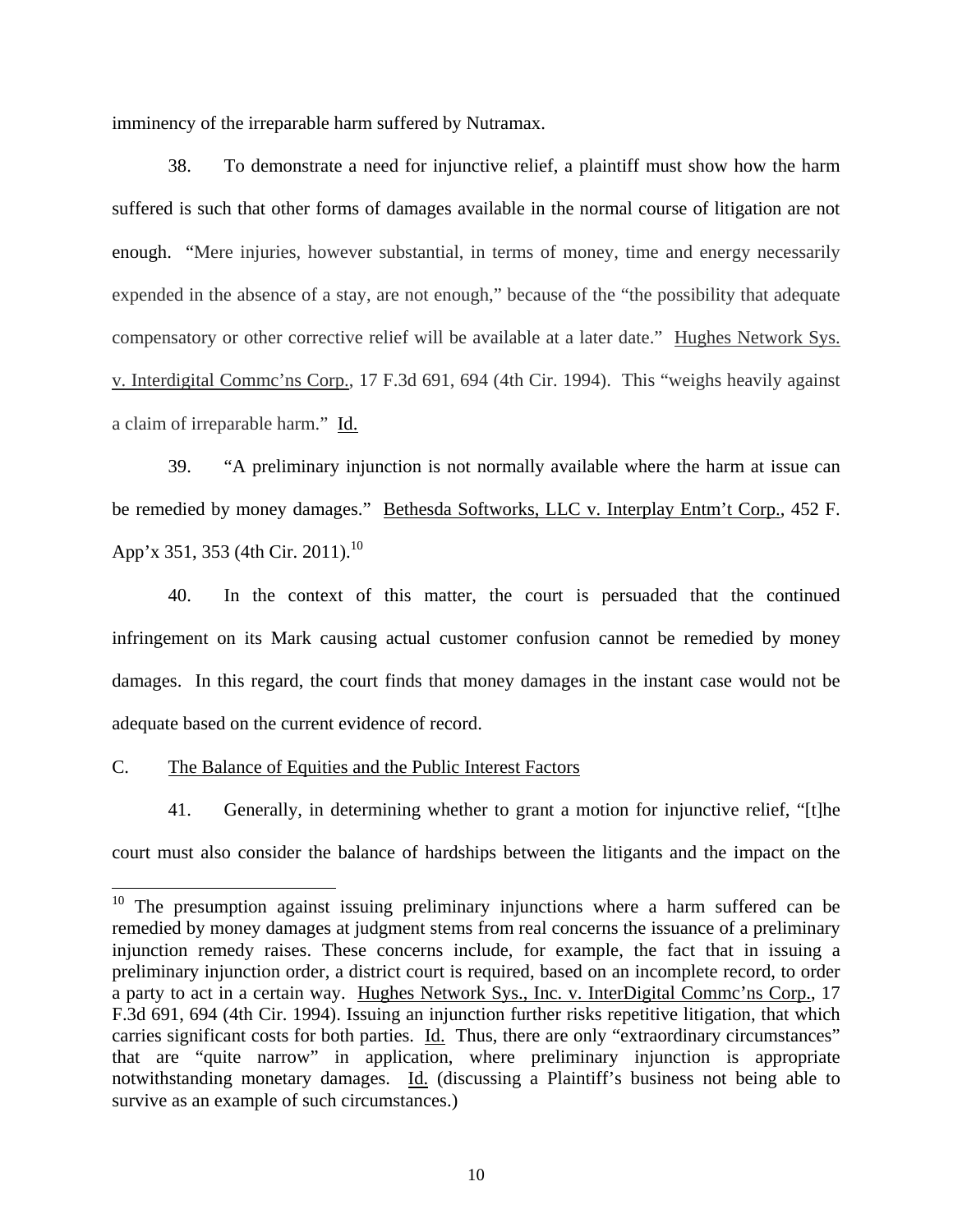imminency of the irreparable harm suffered by Nutramax.

38. To demonstrate a need for injunctive relief, a plaintiff must show how the harm suffered is such that other forms of damages available in the normal course of litigation are not enough. "Mere injuries, however substantial, in terms of money, time and energy necessarily expended in the absence of a stay, are not enough," because of the "the possibility that adequate compensatory or other corrective relief will be available at a later date." Hughes Network Sys. v. Interdigital Commc'ns Corp., 17 F.3d 691, 694 (4th Cir. 1994). This "weighs heavily against a claim of irreparable harm." Id.

39. "A preliminary injunction is not normally available where the harm at issue can be remedied by money damages." Bethesda Softworks, LLC v. Interplay Entm't Corp., 452 F. App'x 351, 353 (4th Cir. 2011).[10]

40. In the context of this matter, the court is persuaded that the continued infringement on its Mark causing actual customer confusion cannot be remedied by money damages. In this regard, the court finds that money damages in the instant case would not be adequate based on the current evidence of record.

C. The Balance of Equities and the Public Interest Factors

41. Generally, in determining whether to grant a motion for injunctive relief, "[t]he court must also consider the balance of hardships between the litigants and the impact on the

---

[10] The presumption against issuing preliminary injunctions where a harm suffered can be remedied by money damages at judgment stems from real concerns the issuance of a preliminary injunction remedy raises. These concerns include, for example, the fact that in issuing a preliminary injunction order, a district court is required, based on an incomplete record, to order a party to act in a certain way. Hughes Network Sys., Inc. v. InterDigital Commc'ns Corp., 17 F.3d 691, 694 (4th Cir. 1994). Issuing an injunction further risks repetitive litigation, that which carries significant costs for both parties. Id. Thus, there are only "extraordinary circumstances" that are "quite narrow" in application, where preliminary injunction is appropriate notwithstanding monetary damages. Id. (discussing a Plaintiff's business not being able to survive as an example of such circumstances.)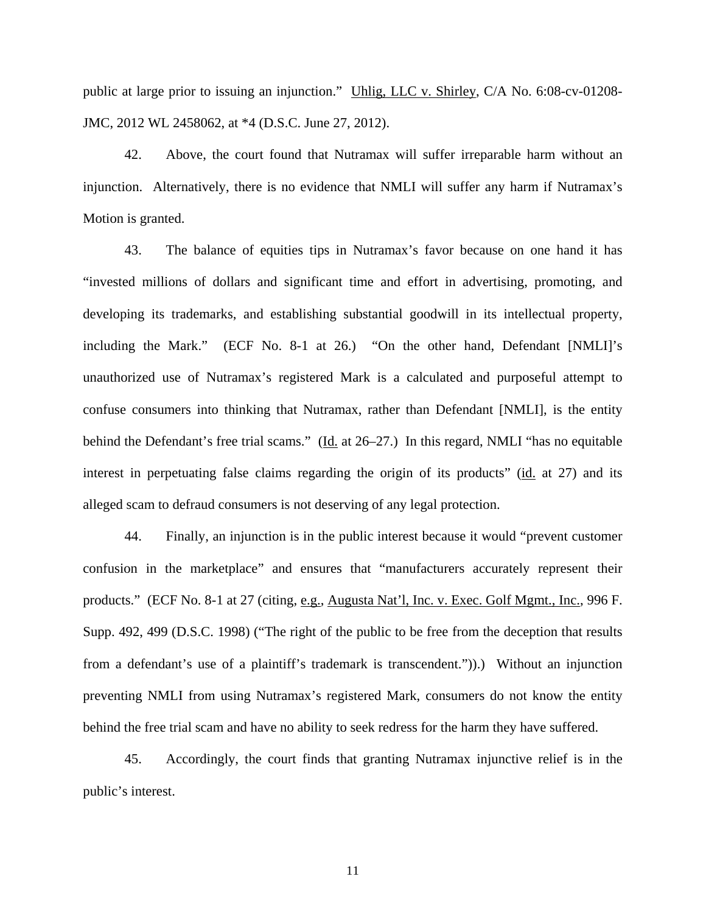public at large prior to issuing an injunction." Uhlig, LLC v. Shirley, C/A No. 6:08-cv-01208-JMC, 2012 WL 2458062, at *4 (D.S.C. June 27, 2012).

42. Above, the court found that Nutramax will suffer irreparable harm without an injunction. Alternatively, there is no evidence that NMLI will suffer any harm if Nutramax's Motion is granted.

43. The balance of equities tips in Nutramax's favor because on one hand it has "invested millions of dollars and significant time and effort in advertising, promoting, and developing its trademarks, and establishing substantial goodwill in its intellectual property, including the Mark." (ECF No. 8-1 at 26.) "On the other hand, Defendant [NMLI]'s unauthorized use of Nutramax's registered Mark is a calculated and purposeful attempt to confuse consumers into thinking that Nutramax, rather than Defendant [NMLI], is the entity behind the Defendant's free trial scams." (Id. at 26–27.) In this regard, NMLI "has no equitable interest in perpetuating false claims regarding the origin of its products" (id. at 27) and its alleged scam to defraud consumers is not deserving of any legal protection.

44. Finally, an injunction is in the public interest because it would "prevent customer confusion in the marketplace" and ensures that "manufacturers accurately represent their products." (ECF No. 8-1 at 27 (citing, e.g., Augusta Nat'l, Inc. v. Exec. Golf Mgmt., Inc., 996 F. Supp. 492, 499 (D.S.C. 1998) ("The right of the public to be free from the deception that results from a defendant's use of a plaintiff's trademark is transcendent.")).) Without an injunction preventing NMLI from using Nutramax's registered Mark, consumers do not know the entity behind the free trial scam and have no ability to seek redress for the harm they have suffered.

45. Accordingly, the court finds that granting Nutramax injunctive relief is in the public's interest.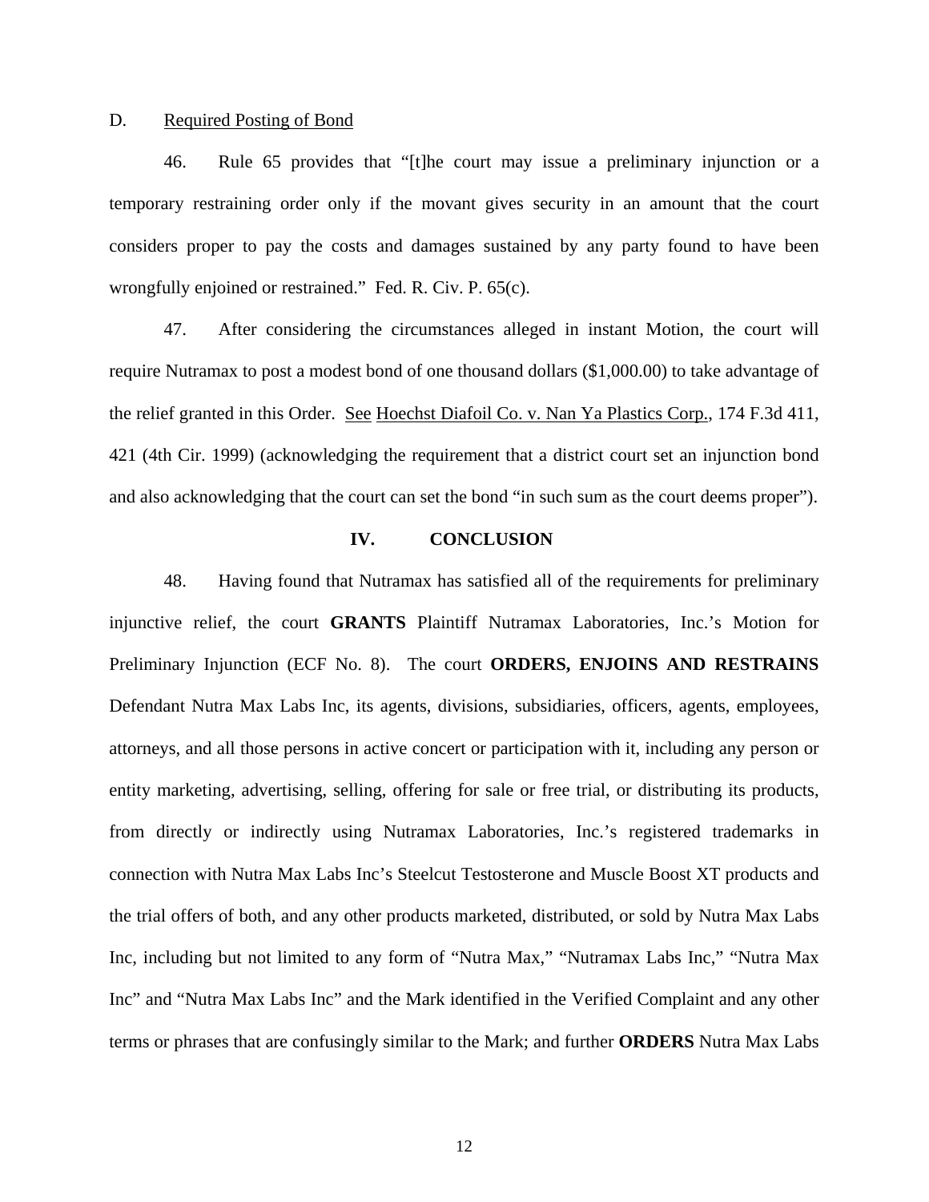D. <u>Required Posting of Bond</u>

46. Rule 65 provides that "[t]he court may issue a preliminary injunction or a temporary restraining order only if the movant gives security in an amount that the court considers proper to pay the costs and damages sustained by any party found to have been wrongfully enjoined or restrained." Fed. R. Civ. P. 65(c).

47. After considering the circumstances alleged in instant Motion, the court will require Nutramax to post a modest bond of one thousand dollars ($1,000.00) to take advantage of the relief granted in this Order. <u>See</u> <u>Hoechst Diafoil Co. v. Nan Ya Plastics Corp.</u>, 174 F.3d 411, 421 (4th Cir. 1999) (acknowledging the requirement that a district court set an injunction bond and also acknowledging that the court can set the bond "in such sum as the court deems proper").

## IV. CONCLUSION

48. Having found that Nutramax has satisfied all of the requirements for preliminary injunctive relief, the court **GRANTS** Plaintiff Nutramax Laboratories, Inc.'s Motion for Preliminary Injunction (ECF No. 8). The court **ORDERS, ENJOINS AND RESTRAINS** Defendant Nutra Max Labs Inc, its agents, divisions, subsidiaries, officers, agents, employees, attorneys, and all those persons in active concert or participation with it, including any person or entity marketing, advertising, selling, offering for sale or free trial, or distributing its products, from directly or indirectly using Nutramax Laboratories, Inc.'s registered trademarks in connection with Nutra Max Labs Inc's Steelcut Testosterone and Muscle Boost XT products and the trial offers of both, and any other products marketed, distributed, or sold by Nutra Max Labs Inc, including but not limited to any form of "Nutra Max," "Nutramax Labs Inc," "Nutra Max Inc" and "Nutra Max Labs Inc" and the Mark identified in the Verified Complaint and any other terms or phrases that are confusingly similar to the Mark; and further **ORDERS** Nutra Max Labs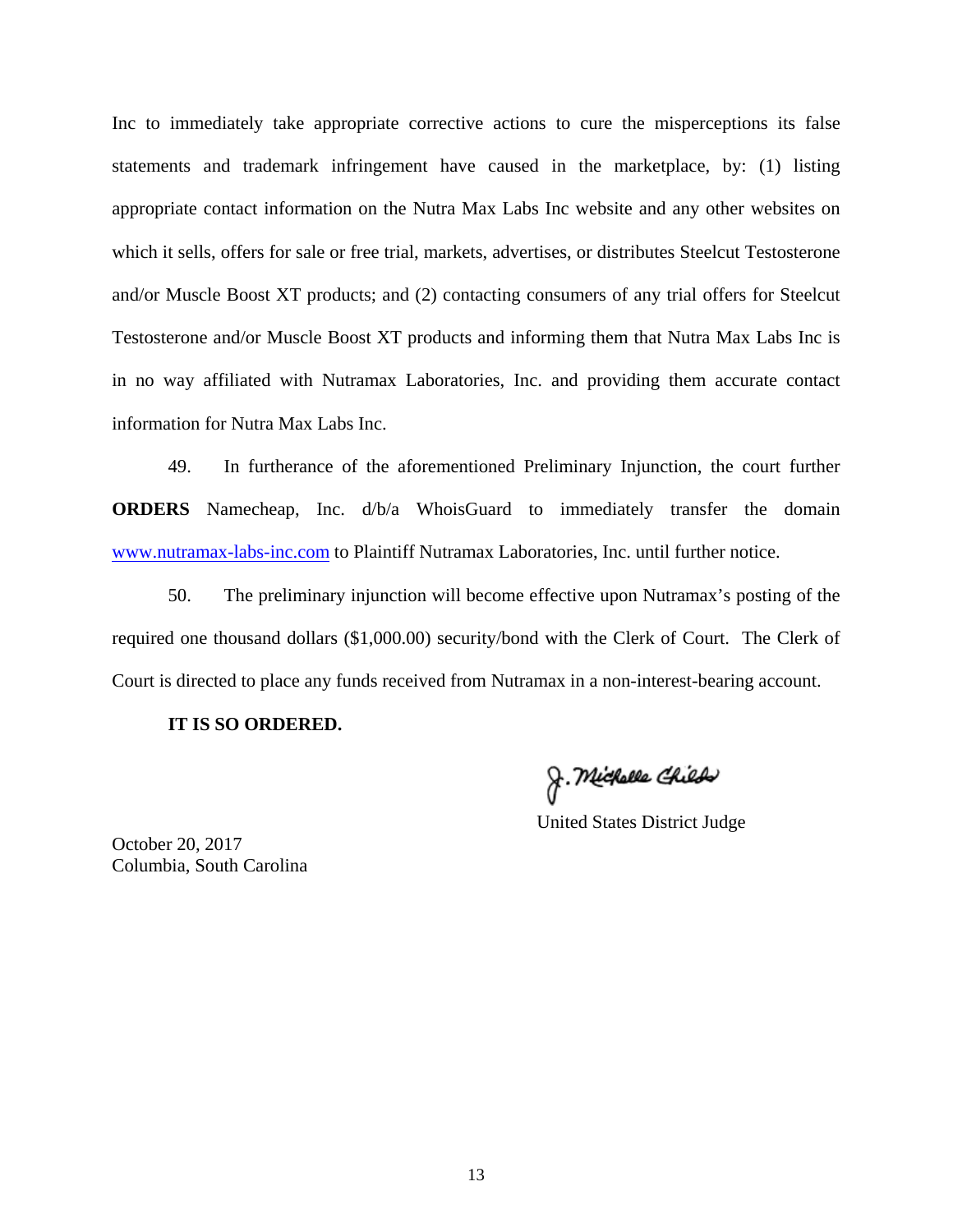Inc to immediately take appropriate corrective actions to cure the misperceptions its false statements and trademark infringement have caused in the marketplace, by: (1) listing appropriate contact information on the Nutra Max Labs Inc website and any other websites on which it sells, offers for sale or free trial, markets, advertises, or distributes Steelcut Testosterone and/or Muscle Boost XT products; and (2) contacting consumers of any trial offers for Steelcut Testosterone and/or Muscle Boost XT products and informing them that Nutra Max Labs Inc is in no way affiliated with Nutramax Laboratories, Inc. and providing them accurate contact information for Nutra Max Labs Inc.

49. In furtherance of the aforementioned Preliminary Injunction, the court further **ORDERS** Namecheap, Inc. d/b/a WhoisGuard to immediately transfer the domain www.nutramax-labs-inc.com to Plaintiff Nutramax Laboratories, Inc. until further notice.

50. The preliminary injunction will become effective upon Nutramax's posting of the required one thousand dollars ($1,000.00) security/bond with the Clerk of Court. The Clerk of Court is directed to place any funds received from Nutramax in a non-interest-bearing account.

**IT IS SO ORDERED.**

J. Michelle Childs

United States District Judge

October 20, 2017
Columbia, South Carolina